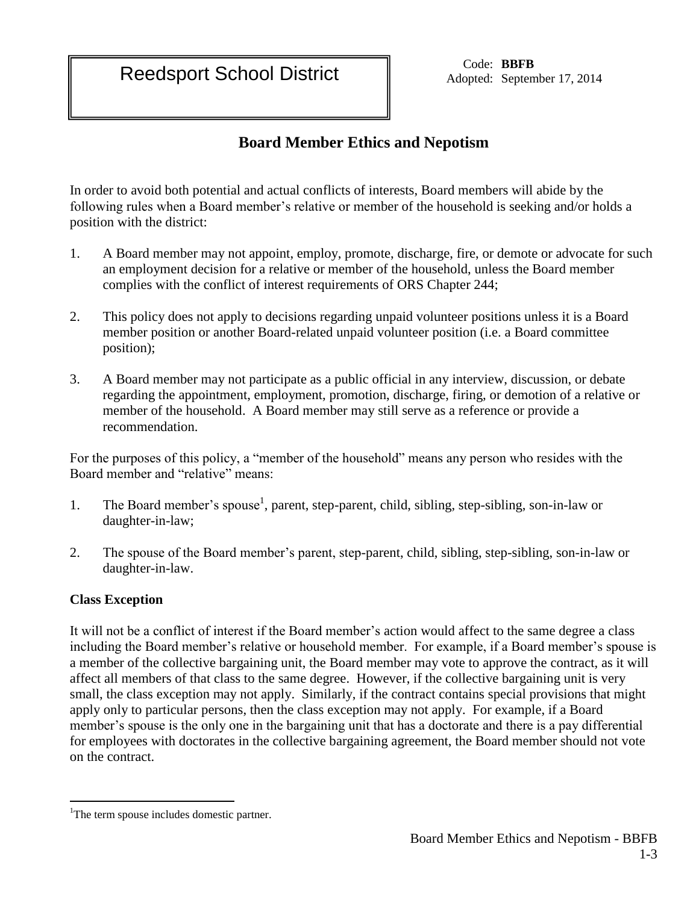# Reedsport School District

Code: **BBFB**
Adopted: September 17, 2014

## Board Member Ethics and Nepotism

In order to avoid both potential and actual conflicts of interests, Board members will abide by the following rules when a Board member's relative or member of the household is seeking and/or holds a position with the district:

1. A Board member may not appoint, employ, promote, discharge, fire, or demote or advocate for such an employment decision for a relative or member of the household, unless the Board member complies with the conflict of interest requirements of ORS Chapter 244;

2. This policy does not apply to decisions regarding unpaid volunteer positions unless it is a Board member position or another Board-related unpaid volunteer position (i.e. a Board committee position);

3. A Board member may not participate as a public official in any interview, discussion, or debate regarding the appointment, employment, promotion, discharge, firing, or demotion of a relative or member of the household. A Board member may still serve as a reference or provide a recommendation.

For the purposes of this policy, a "member of the household" means any person who resides with the Board member and "relative" means:

1. The Board member's spouse[1], parent, step-parent, child, sibling, step-sibling, son-in-law or daughter-in-law;

2. The spouse of the Board member's parent, step-parent, child, sibling, step-sibling, son-in-law or daughter-in-law.

### Class Exception

It will not be a conflict of interest if the Board member's action would affect to the same degree a class including the Board member's relative or household member. For example, if a Board member's spouse is a member of the collective bargaining unit, the Board member may vote to approve the contract, as it will affect all members of that class to the same degree. However, if the collective bargaining unit is very small, the class exception may not apply. Similarly, if the contract contains special provisions that might apply only to particular persons, then the class exception may not apply. For example, if a Board member's spouse is the only one in the bargaining unit that has a doctorate and there is a pay differential for employees with doctorates in the collective bargaining agreement, the Board member should not vote on the contract.

---

[1] The term spouse includes domestic partner.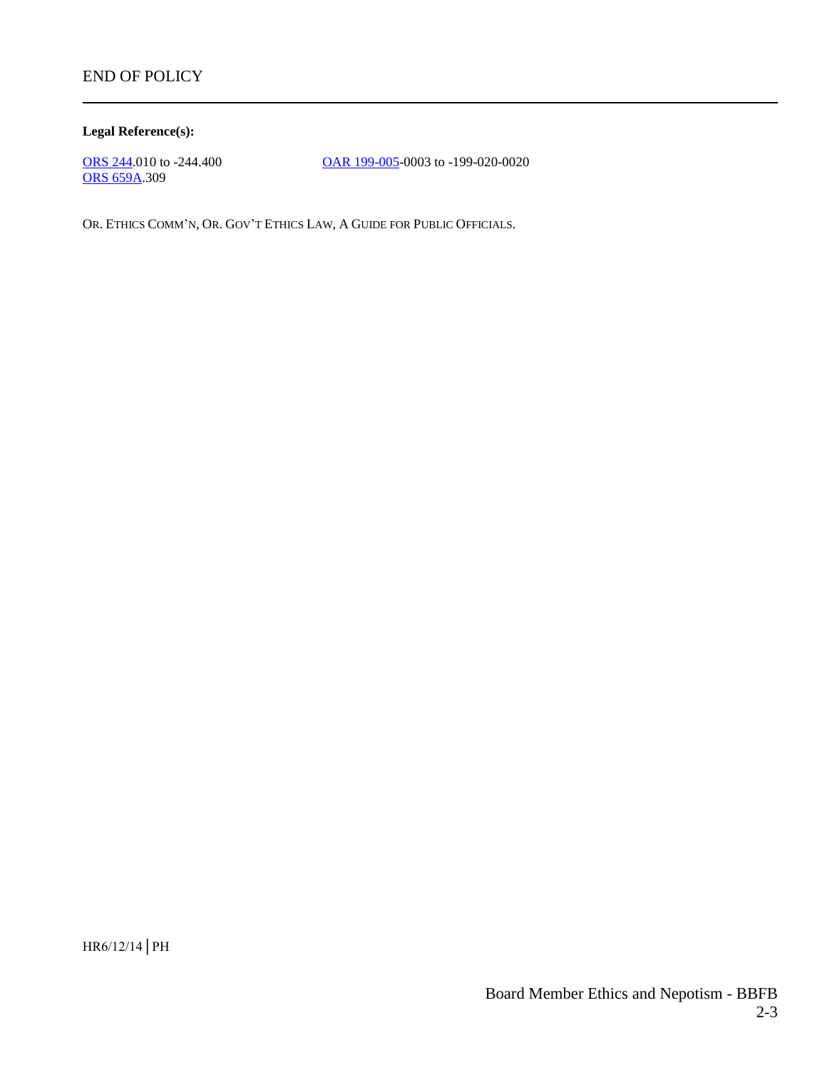END OF POLICY

---

**Legal Reference(s):**

ORS 244.010 to -244.400
ORS 659A.309

OAR 199-005-0003 to -199-020-0020

OR. ETHICS COMM'N, OR. GOV'T ETHICS LAW, A GUIDE FOR PUBLIC OFFICIALS.

HR6/12/14│PH